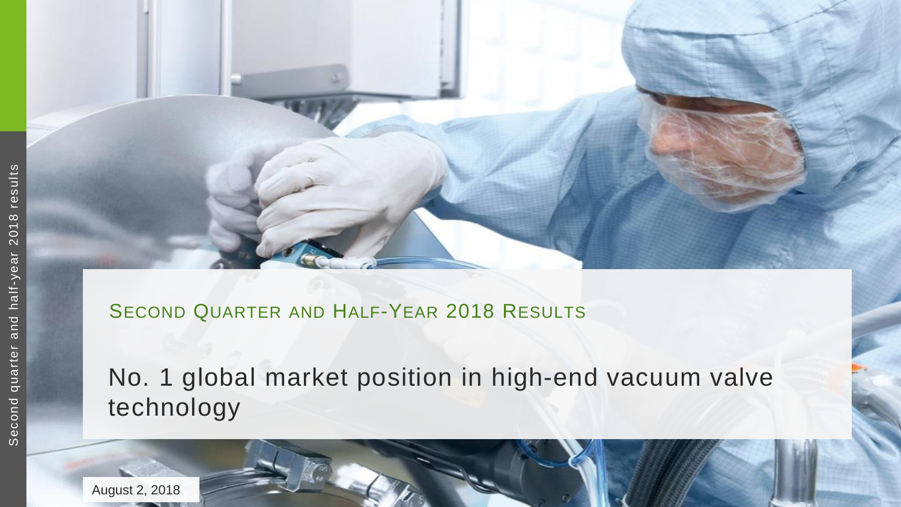SECOND QUARTER AND HALF-YEAR 2018 RESULTS

# No. 1 global market position in high-end vacuum valve technology

August 2, 2018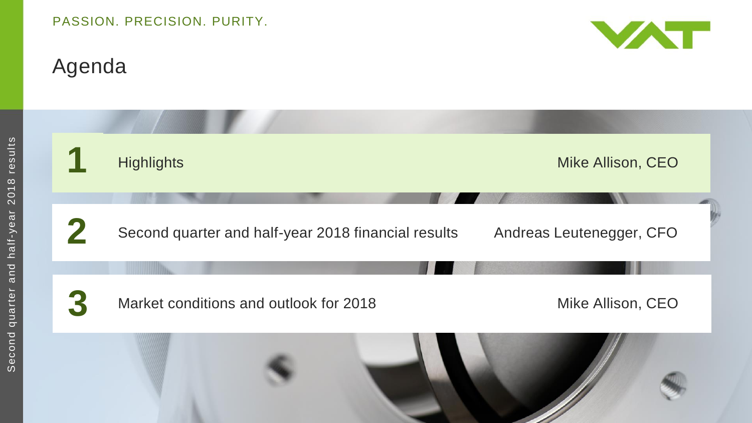# Agenda

| | | |
|---|---|---|
| **1** | Highlights | Mike Allison, CEO |
| **2** | Second quarter and half-year 2018 financial results | Andreas Leutenegger, CFO |
| **3** | Market conditions and outlook for 2018 | Mike Allison, CEO |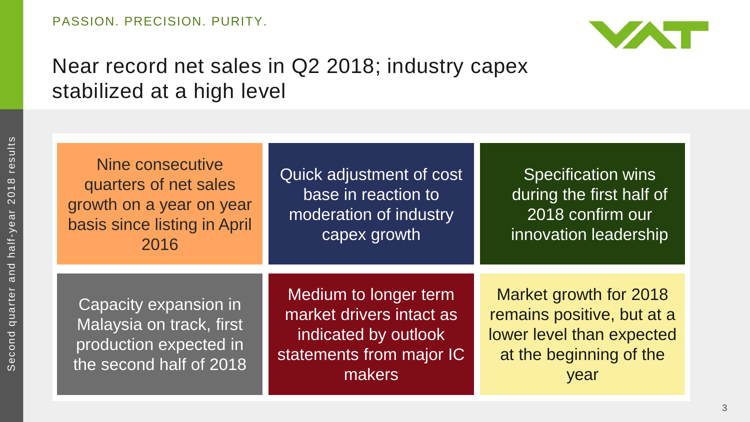# Near record net sales in Q2 2018; industry capex stabilized at a high level

- Nine consecutive quarters of net sales growth on a year on year basis since listing in April 2016
- Quick adjustment of cost base in reaction to moderation of industry capex growth
- Specification wins during the first half of 2018 confirm our innovation leadership
- Capacity expansion in Malaysia on track, first production expected in the second half of 2018
- Medium to longer term market drivers intact as indicated by outlook statements from major IC makers
- Market growth for 2018 remains positive, but at a lower level than expected at the beginning of the year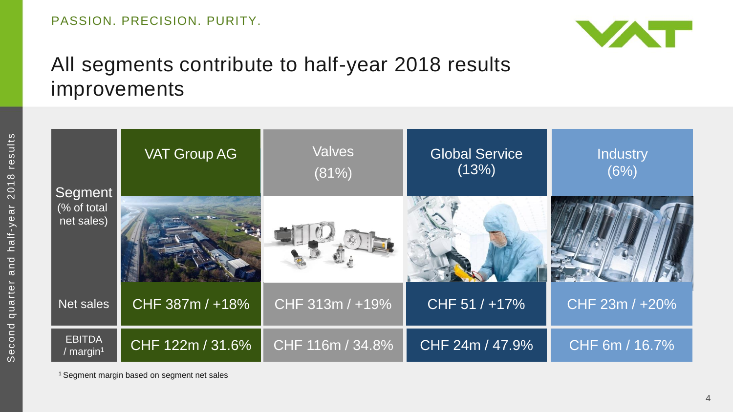# All segments contribute to half-year 2018 results improvements

| Segment (% of total net sales) | VAT Group AG | Valves (81%) | Global Service (13%) | Industry (6%) |
|---|---|---|---|---|
| Net sales | CHF 387m / +18% | CHF 313m / +19% | CHF 51 / +17% | CHF 23m / +20% |
| EBITDA / margin[1] | CHF 122m / 31.6% | CHF 116m / 34.8% | CHF 24m / 47.9% | CHF 6m / 16.7% |

[1] Segment margin based on segment net sales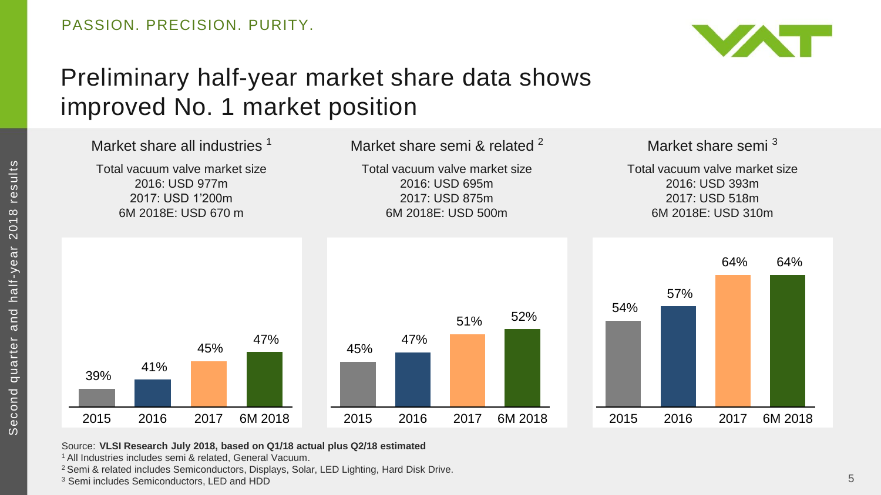PASSION. PRECISION. PURITY.

# Preliminary half-year market share data shows improved No. 1 market position

## Market share all industries [1]

Total vacuum valve market size
2016: USD 977m
2017: USD 1'200m
6M 2018E: USD 670 m

| 2015 | 2016 | 2017 | 6M 2018 |
|---|---|---|---|
| 39% | 41% | 45% | 47% |

## Market share semi & related [2]

Total vacuum valve market size
2016: USD 695m
2017: USD 875m
6M 2018E: USD 500m

| 2015 | 2016 | 2017 | 6M 2018 |
|---|---|---|---|
| 45% | 47% | 51% | 52% |

## Market share semi [3]

Total vacuum valve market size
2016: USD 393m
2017: USD 518m
6M 2018E: USD 310m

| 2015 | 2016 | 2017 | 6M 2018 |
|---|---|---|---|
| 54% | 57% | 64% | 64% |

Source: **VLSI Research July 2018, based on Q1/18 actual plus Q2/18 estimated**

[1] All Industries includes semi & related, General Vacuum.

[2] Semi & related includes Semiconductors, Displays, Solar, LED Lighting, Hard Disk Drive.

[3] Semi includes Semiconductors, LED and HDD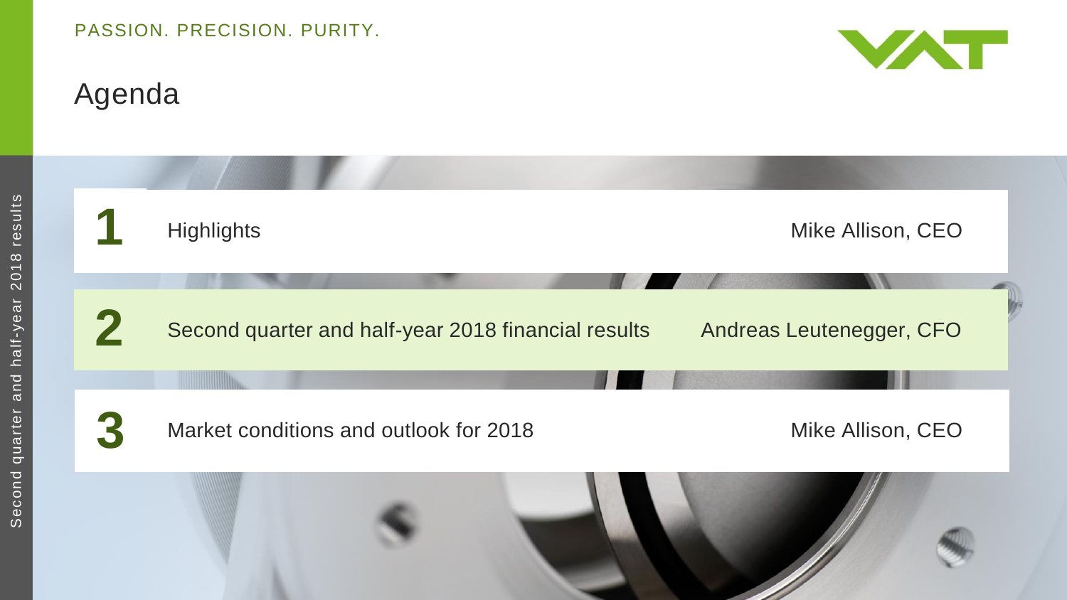PASSION. PRECISION. PURITY.

# Agenda

| | | |
|---|---|---|
| **1** | Highlights | Mike Allison, CEO |
| **2** | Second quarter and half-year 2018 financial results | Andreas Leutenegger, CFO |
| **3** | Market conditions and outlook for 2018 | Mike Allison, CEO |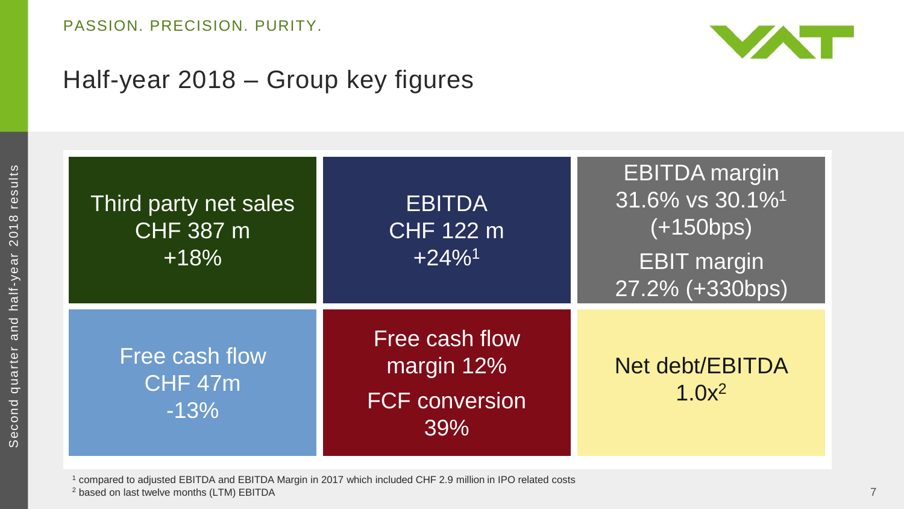# Half-year 2018 – Group key figures

| | | |
|---|---|---|
| Third party net sales CHF 387 m +18% | EBITDA CHF 122 m +24%[1] | EBITDA margin 31.6% vs 30.1%[1] (+150bps) EBIT margin 27.2% (+330bps) |
| Free cash flow CHF 47m -13% | Free cash flow margin 12% FCF conversion 39% | Net debt/EBITDA 1.0x[2] |

[1] compared to adjusted EBITDA and EBITDA Margin in 2017 which included CHF 2.9 million in IPO related costs

[2] based on last twelve months (LTM) EBITDA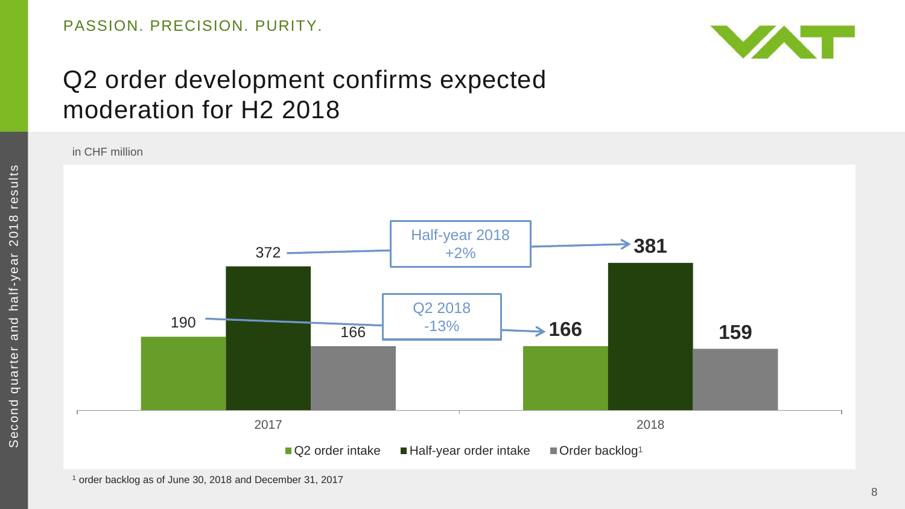PASSION. PRECISION. PURITY.

# Q2 order development confirms expected moderation for H2 2018

in CHF million

| | Q2 order intake | Half-year order intake | Order backlog[1] |
|---|---|---|---|
| 2017 | 190 | 372 | 166 |
| 2018 | **166** | **381** | **159** |

Half-year 2018 +2%

Q2 2018 -13%

[1] order backlog as of June 30, 2018 and December 31, 2017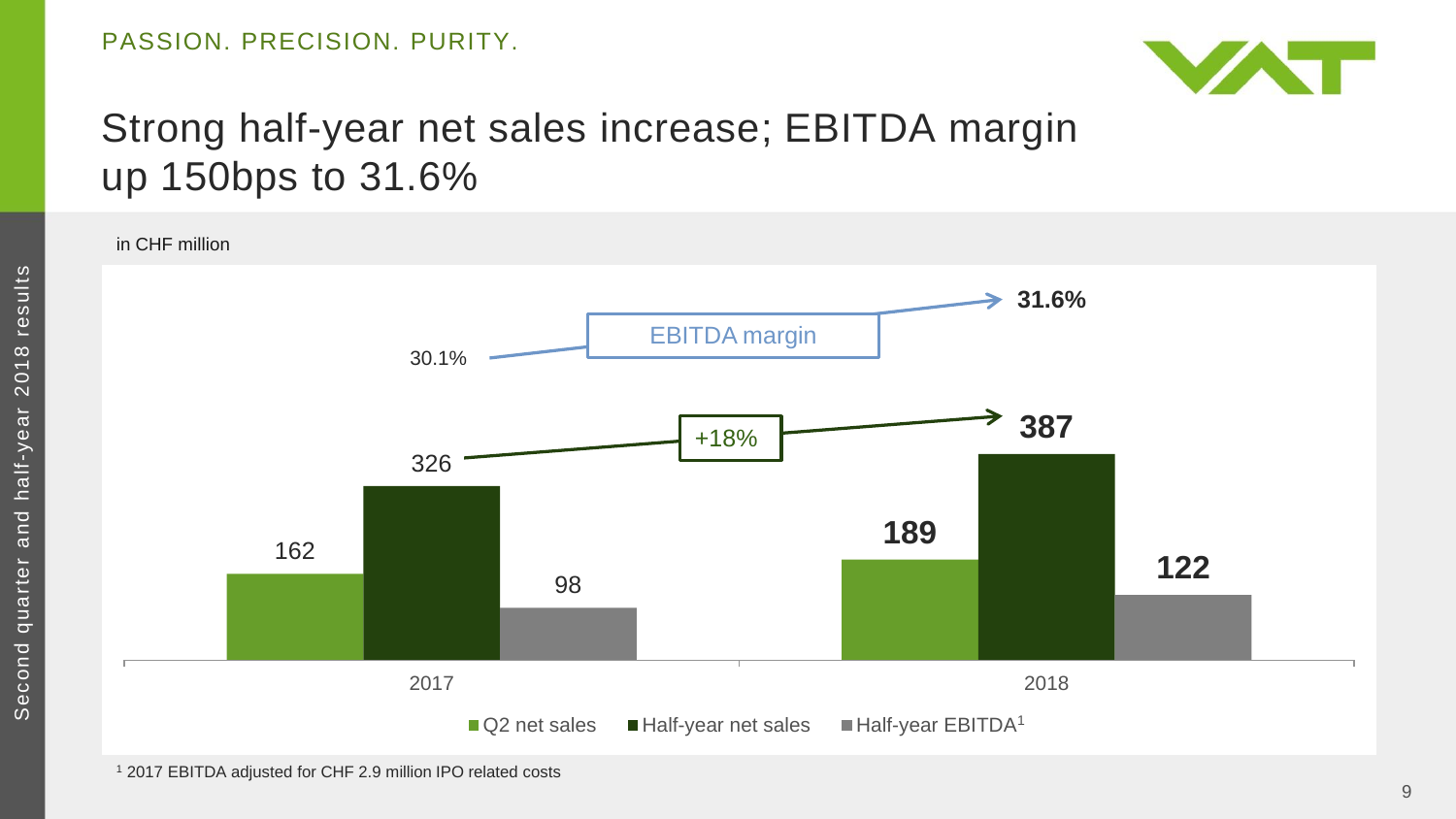# Strong half-year net sales increase; EBITDA margin up 150bps to 31.6%

in CHF million

| | Q2 net sales | Half-year net sales | Half-year EBITDA[1] |
|---|---|---|---|
| 2017 | 162 | 326 | 98 |
| 2018 | 189 | 387 | 122 |

Half-year net sales: +18%

EBITDA margin: 30.1% → 31.6%

[1] 2017 EBITDA adjusted for CHF 2.9 million IPO related costs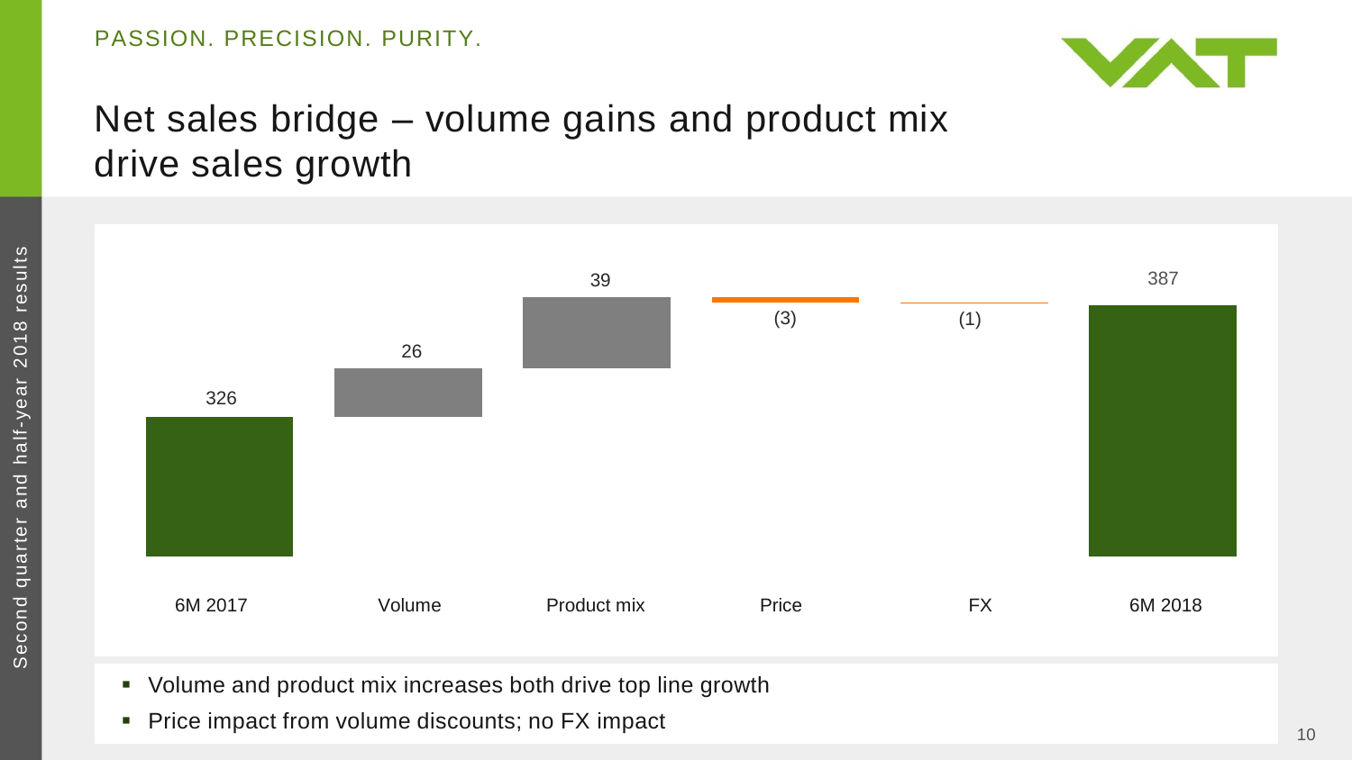# Net sales bridge – volume gains and product mix drive sales growth

| 6M 2017 | Volume | Product mix | Price | FX | 6M 2018 |
|---|---|---|---|---|---|
| 326 | 26 | 39 | (3) | (1) | 387 |

- Volume and product mix increases both drive top line growth
- Price impact from volume discounts; no FX impact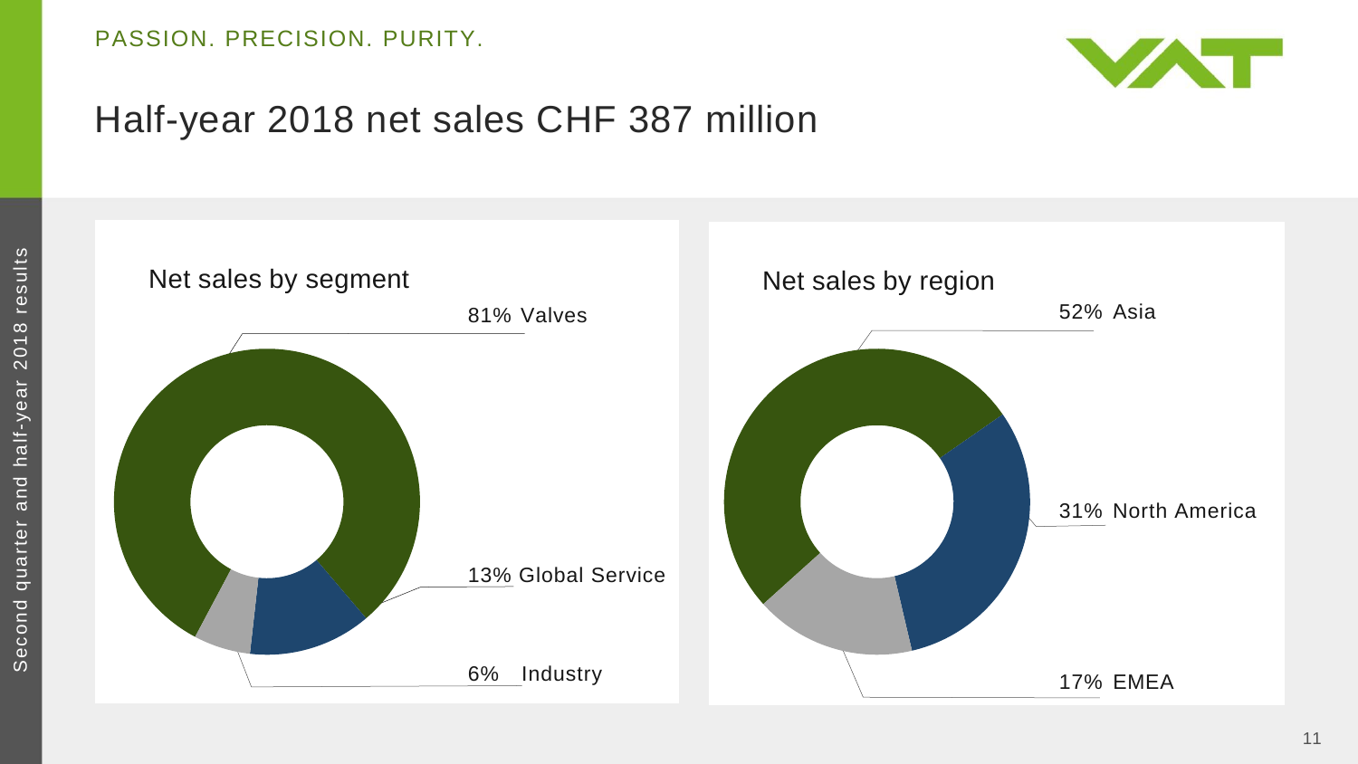# Half-year 2018 net sales CHF 387 million

## Net sales by segment

- 81% Valves
- 13% Global Service
- 6% Industry

## Net sales by region

- 52% Asia
- 31% North America
- 17% EMEA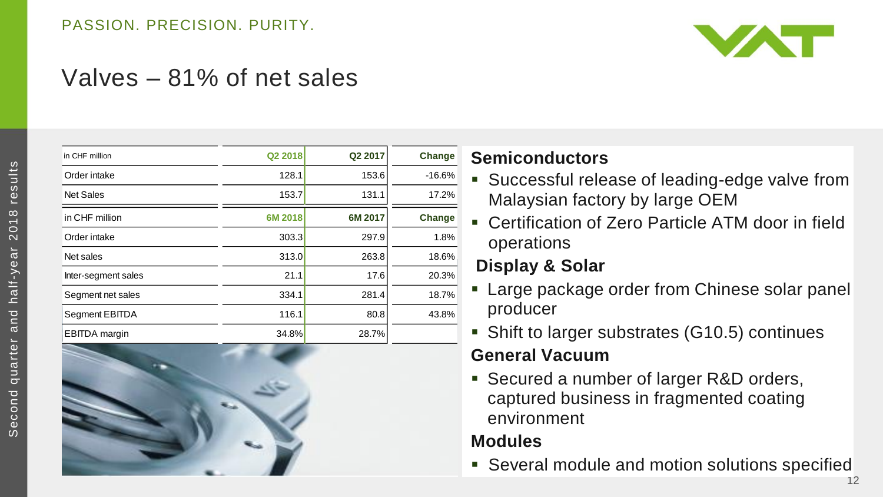# Valves – 81% of net sales

| in CHF million | Q2 2018 | Q2 2017 | Change |
|---|---|---|---|
| Order intake | 128.1 | 153.6 | -16.6% |
| Net Sales | 153.7 | 131.1 | 17.2% |

| in CHF million | 6M 2018 | 6M 2017 | Change |
|---|---|---|---|
| Order intake | 303.3 | 297.9 | 1.8% |
| Net sales | 313.0 | 263.8 | 18.6% |
| Inter-segment sales | 21.1 | 17.6 | 20.3% |
| Segment net sales | 334.1 | 281.4 | 18.7% |
| Segment EBITDA | 116.1 | 80.8 | 43.8% |
| EBITDA margin | 34.8% | 28.7% | |

## Semiconductors

- Successful release of leading-edge valve from Malaysian factory by large OEM
- Certification of Zero Particle ATM door in field operations

## Display & Solar

- Large package order from Chinese solar panel producer
- Shift to larger substrates (G10.5) continues

## General Vacuum

- Secured a number of larger R&D orders, captured business in fragmented coating environment

## Modules

- Several module and motion solutions specified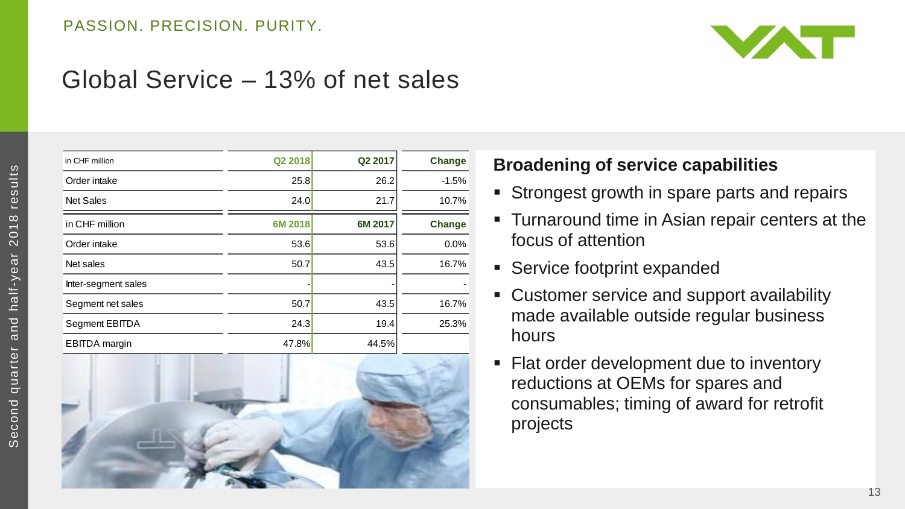# Global Service – 13% of net sales

| in CHF million | Q2 2018 | Q2 2017 | Change |
|---|---|---|---|
| Order intake | 25.8 | 26.2 | -1.5% |
| Net Sales | 24.0 | 21.7 | 10.7% |

| in CHF million | 6M 2018 | 6M 2017 | Change |
|---|---|---|---|
| Order intake | 53.6 | 53.6 | 0.0% |
| Net sales | 50.7 | 43.5 | 16.7% |
| Inter-segment sales | - | - | - |
| Segment net sales | 50.7 | 43.5 | 16.7% |
| Segment EBITDA | 24.3 | 19.4 | 25.3% |
| EBITDA margin | 47.8% | 44.5% | |

**Broadening of service capabilities**

- Strongest growth in spare parts and repairs
- Turnaround time in Asian repair centers at the focus of attention
- Service footprint expanded
- Customer service and support availability made available outside regular business hours
- Flat order development due to inventory reductions at OEMs for spares and consumables; timing of award for retrofit projects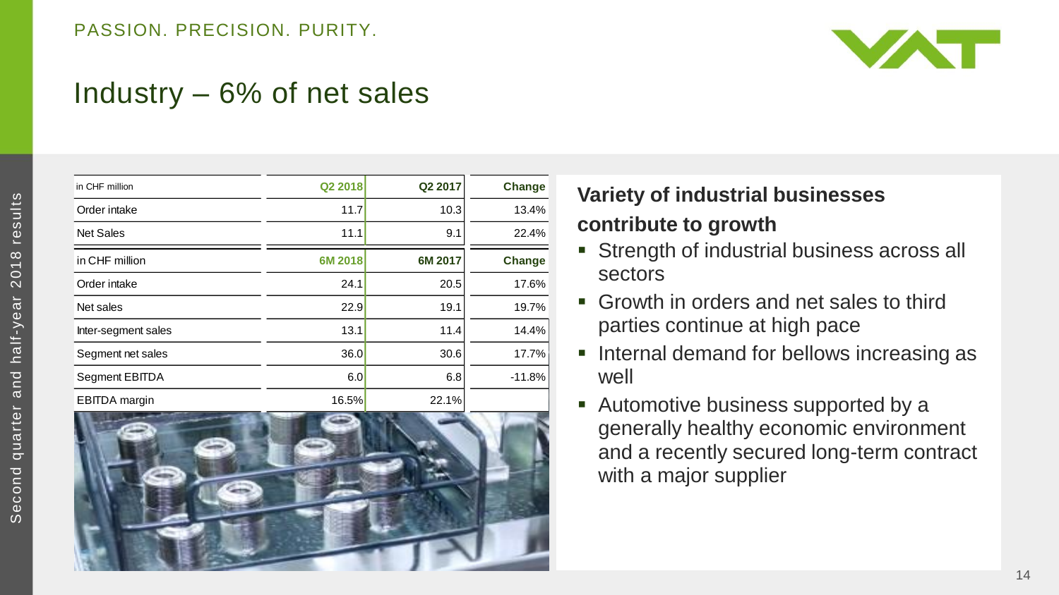# Industry – 6% of net sales

| in CHF million | Q2 2018 | Q2 2017 | Change |
|---|---|---|---|
| Order intake | 11.7 | 10.3 | 13.4% |
| Net Sales | 11.1 | 9.1 | 22.4% |

| in CHF million | 6M 2018 | 6M 2017 | Change |
|---|---|---|---|
| Order intake | 24.1 | 20.5 | 17.6% |
| Net sales | 22.9 | 19.1 | 19.7% |
| Inter-segment sales | 13.1 | 11.4 | 14.4% |
| Segment net sales | 36.0 | 30.6 | 17.7% |
| Segment EBITDA | 6.0 | 6.8 | -11.8% |
| EBITDA margin | 16.5% | 22.1% | |

**Variety of industrial businesses contribute to growth**

- Strength of industrial business across all sectors
- Growth in orders and net sales to third parties continue at high pace
- Internal demand for bellows increasing as well
- Automotive business supported by a generally healthy economic environment and a recently secured long-term contract with a major supplier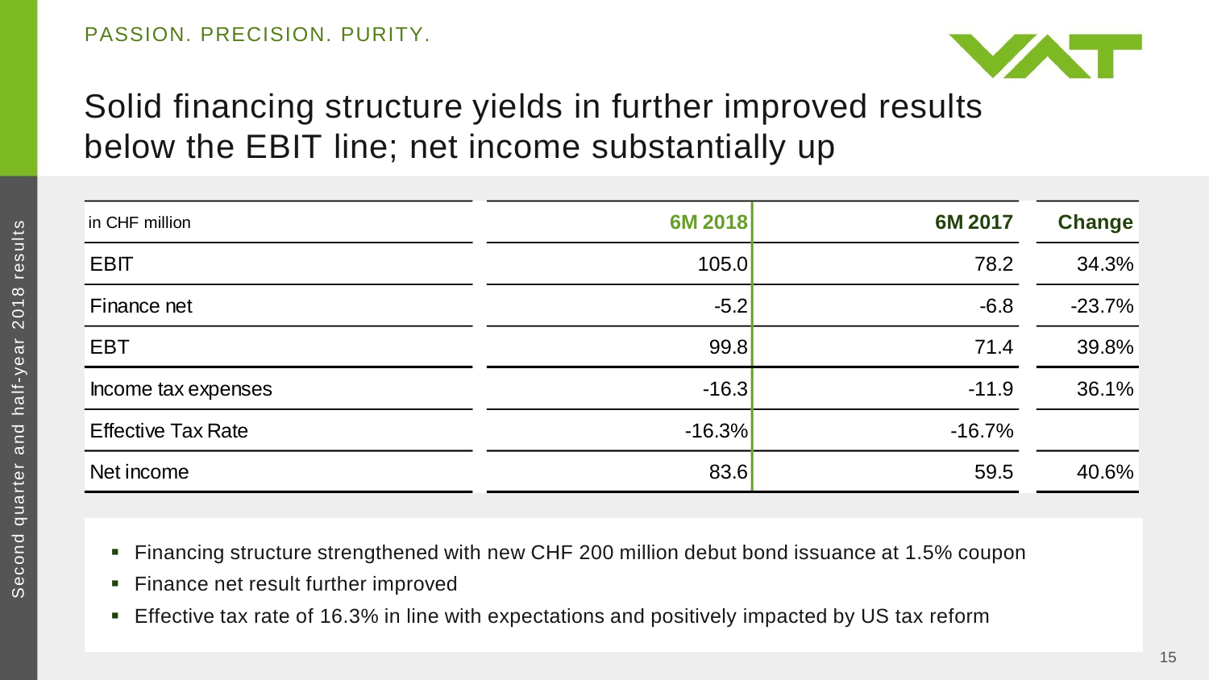PASSION. PRECISION. PURITY.

# Solid financing structure yields in further improved results below the EBIT line; net income substantially up

| in CHF million | 6M 2018 | 6M 2017 | Change |
|---|---|---|---|
| EBIT | 105.0 | 78.2 | 34.3% |
| Finance net | -5.2 | -6.8 | -23.7% |
| EBT | 99.8 | 71.4 | 39.8% |
| Income tax expenses | -16.3 | -11.9 | 36.1% |
| Effective Tax Rate | -16.3% | -16.7% | |
| Net income | 83.6 | 59.5 | 40.6% |

- Financing structure strengthened with new CHF 200 million debut bond issuance at 1.5% coupon
- Finance net result further improved
- Effective tax rate of 16.3% in line with expectations and positively impacted by US tax reform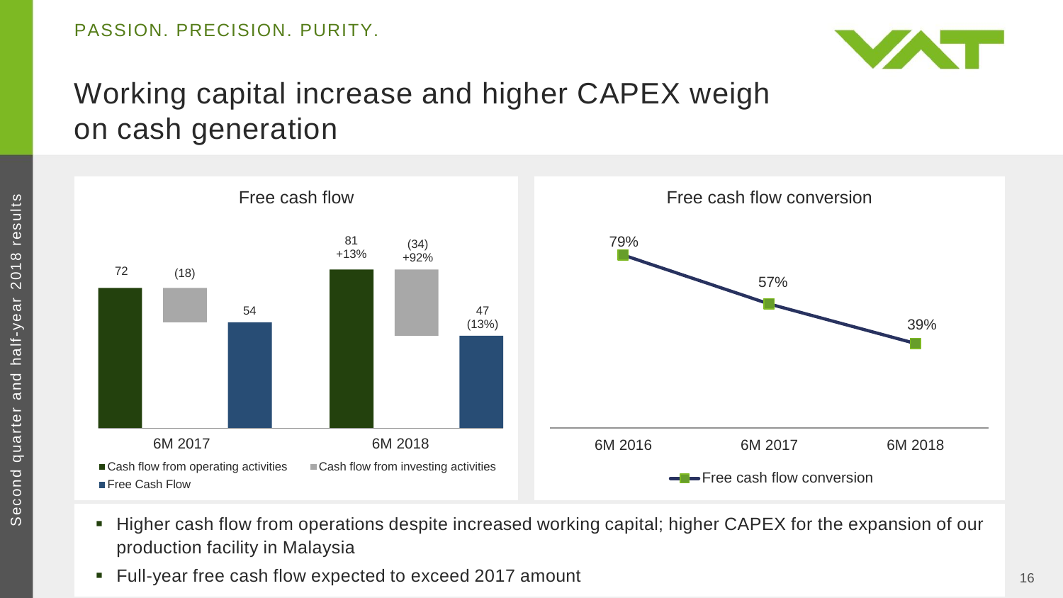# Working capital increase and higher CAPEX weigh on cash generation

## Free cash flow

| | Cash flow from operating activities | Cash flow from investing activities | Free Cash Flow |
|---|---|---|---|
| 6M 2017 | 72 | (18) | 54 |
| 6M 2018 | 81 (+13%) | (34) (+92%) | 47 ((13%)) |

## Free cash flow conversion

| | 6M 2016 | 6M 2017 | 6M 2018 |
|---|---|---|---|
| Free cash flow conversion | 79% | 57% | 39% |

- Higher cash flow from operations despite increased working capital; higher CAPEX for the expansion of our production facility in Malaysia
- Full-year free cash flow expected to exceed 2017 amount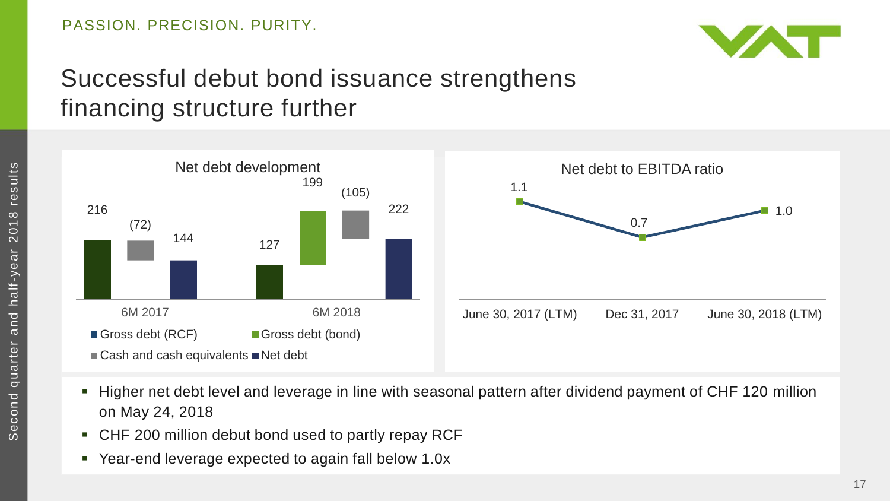# Successful debut bond issuance strengthens financing structure further

## Net debt development

| | Gross debt (RCF) | Gross debt (bond) | Cash and cash equivalents | Net debt |
|---|---|---|---|---|
| 6M 2017 | 216 | | (72) | 144 |
| 6M 2018 | 127 | 199 | (105) | 222 |

## Net debt to EBITDA ratio

| June 30, 2017 (LTM) | Dec 31, 2017 | June 30, 2018 (LTM) |
|---|---|---|
| 1.1 | 0.7 | 1.0 |

- Higher net debt level and leverage in line with seasonal pattern after dividend payment of CHF 120 million on May 24, 2018
- CHF 200 million debut bond used to partly repay RCF
- Year-end leverage expected to again fall below 1.0x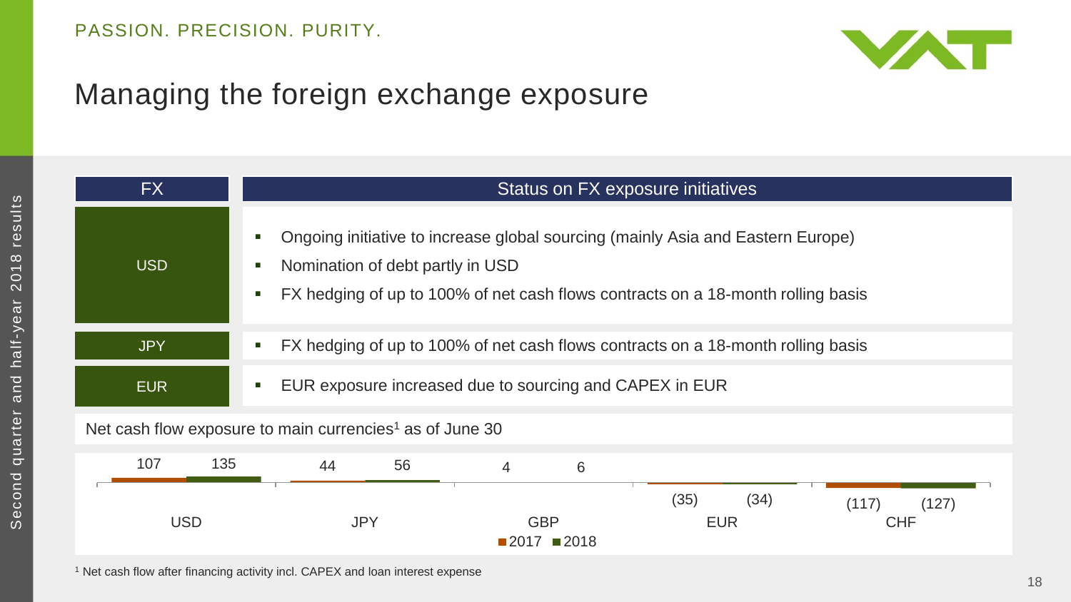# Managing the foreign exchange exposure

| FX | Status on FX exposure initiatives |
| --- | --- |
| USD | ▪ Ongoing initiative to increase global sourcing (mainly Asia and Eastern Europe)<br>▪ Nomination of debt partly in USD<br>▪ FX hedging of up to 100% of net cash flows contracts on a 18-month rolling basis |
| JPY | ▪ FX hedging of up to 100% of net cash flows contracts on a 18-month rolling basis |
| EUR | ▪ EUR exposure increased due to sourcing and CAPEX in EUR |

Net cash flow exposure to main currencies[1] as of June 30

| Currency | 2017 | 2018 |
| --- | --- | --- |
| USD | 107 | 135 |
| JPY | 44 | 56 |
| GBP | 4 | 6 |
| EUR | (35) | (34) |
| CHF | (117) | (127) |

[1] Net cash flow after financing activity incl. CAPEX and loan interest expense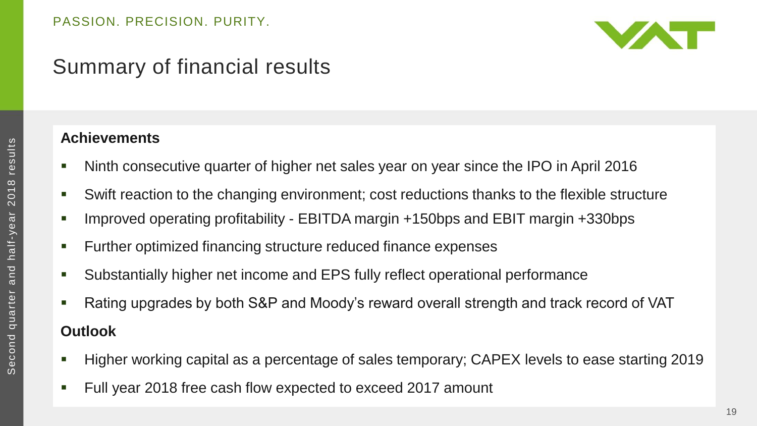# Summary of financial results

**Achievements**

- Ninth consecutive quarter of higher net sales year on year since the IPO in April 2016
- Swift reaction to the changing environment; cost reductions thanks to the flexible structure
- Improved operating profitability - EBITDA margin +150bps and EBIT margin +330bps
- Further optimized financing structure reduced finance expenses
- Substantially higher net income and EPS fully reflect operational performance
- Rating upgrades by both S&P and Moody's reward overall strength and track record of VAT

**Outlook**

- Higher working capital as a percentage of sales temporary; CAPEX levels to ease starting 2019
- Full year 2018 free cash flow expected to exceed 2017 amount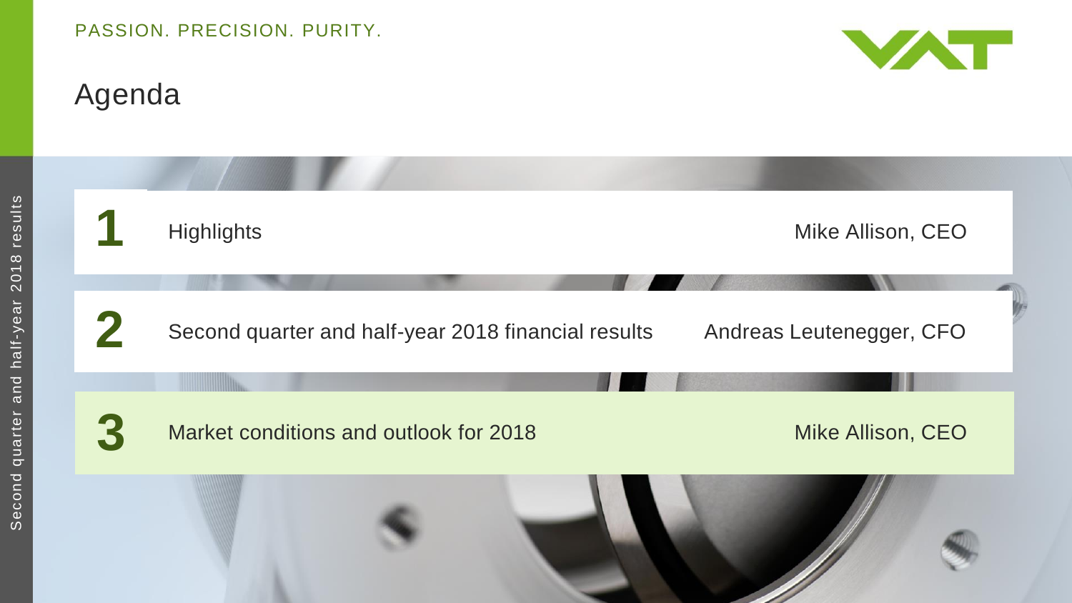# Agenda

| | | |
|---|---|---|
| 1 | Highlights | Mike Allison, CEO |
| 2 | Second quarter and half-year 2018 financial results | Andreas Leutenegger, CFO |
| 3 | Market conditions and outlook for 2018 | Mike Allison, CEO |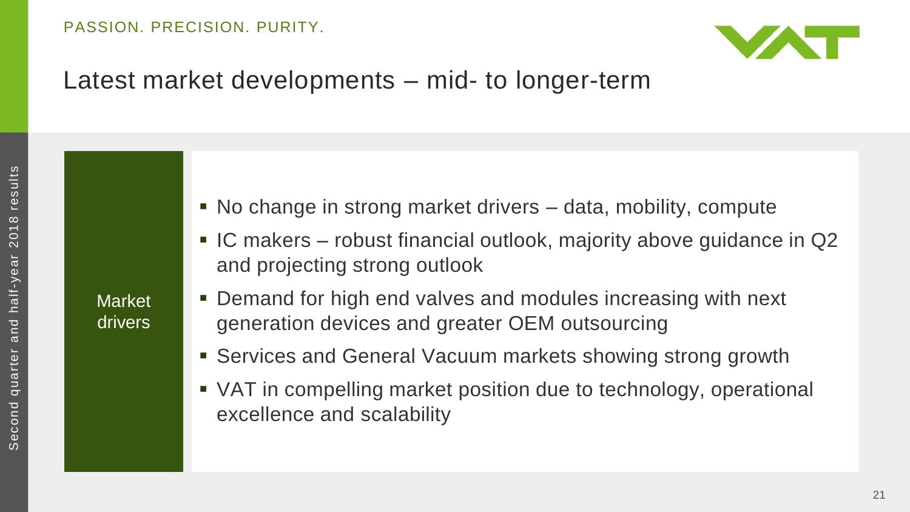# Latest market developments – mid- to longer-term

**Market drivers**

- No change in strong market drivers – data, mobility, compute
- IC makers – robust financial outlook, majority above guidance in Q2 and projecting strong outlook
- Demand for high end valves and modules increasing with next generation devices and greater OEM outsourcing
- Services and General Vacuum markets showing strong growth
- VAT in compelling market position due to technology, operational excellence and scalability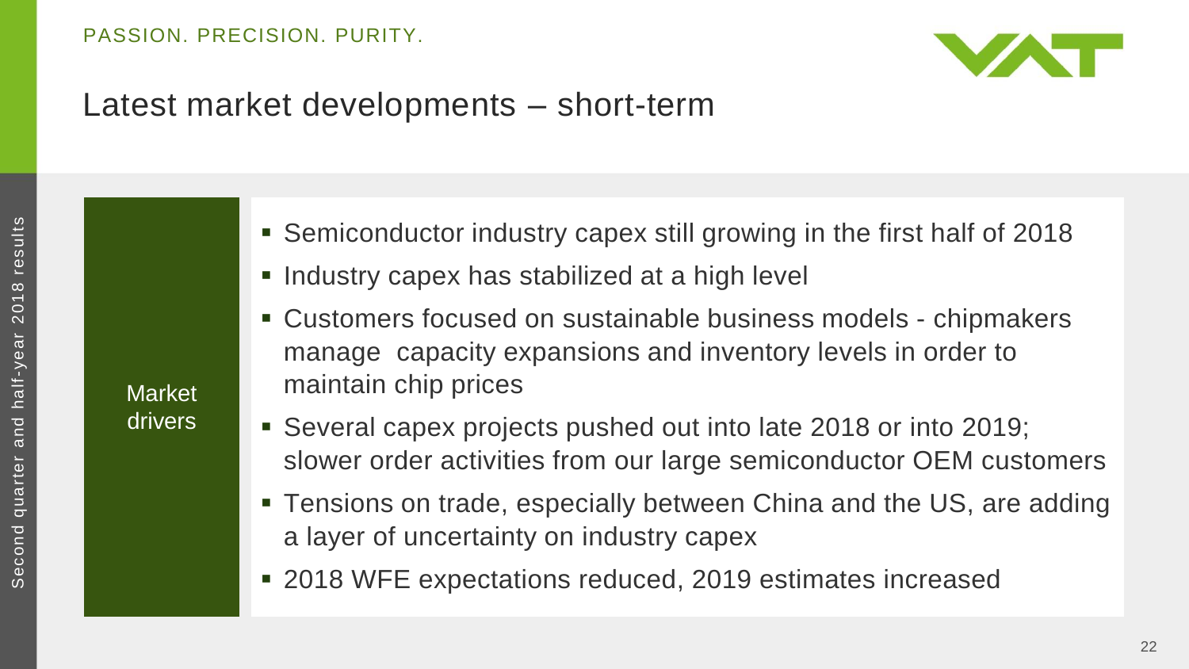# Latest market developments – short-term

**Market drivers**

- Semiconductor industry capex still growing in the first half of 2018
- Industry capex has stabilized at a high level
- Customers focused on sustainable business models - chipmakers manage capacity expansions and inventory levels in order to maintain chip prices
- Several capex projects pushed out into late 2018 or into 2019; slower order activities from our large semiconductor OEM customers
- Tensions on trade, especially between China and the US, are adding a layer of uncertainty on industry capex
- 2018 WFE expectations reduced, 2019 estimates increased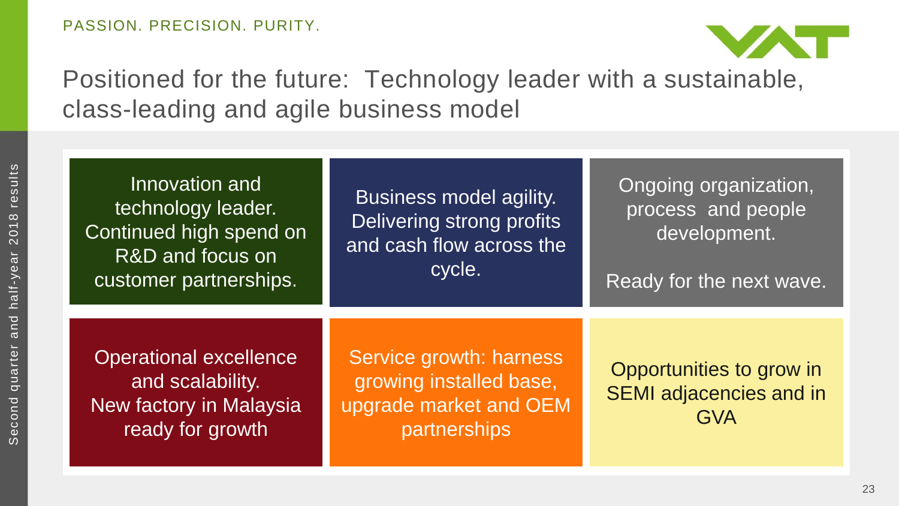PASSION. PRECISION. PURITY.

# Positioned for the future: Technology leader with a sustainable, class-leading and agile business model

- Innovation and technology leader. Continued high spend on R&D and focus on customer partnerships.
- Business model agility. Delivering strong profits and cash flow across the cycle.
- Ongoing organization, process and people development.

  Ready for the next wave.
- Operational excellence and scalability. New factory in Malaysia ready for growth
- Service growth: harness growing installed base, upgrade market and OEM partnerships
- Opportunities to grow in SEMI adjacencies and in GVA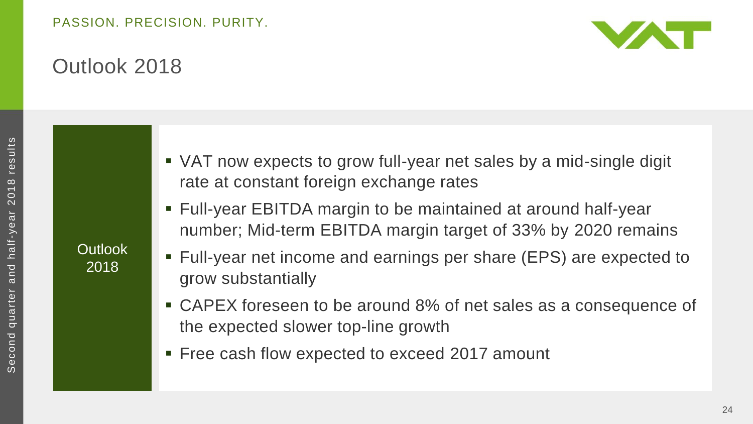# Outlook 2018

**Outlook 2018**

- VAT now expects to grow full-year net sales by a mid-single digit rate at constant foreign exchange rates
- Full-year EBITDA margin to be maintained at around half-year number; Mid-term EBITDA margin target of 33% by 2020 remains
- Full-year net income and earnings per share (EPS) are expected to grow substantially
- CAPEX foreseen to be around 8% of net sales as a consequence of the expected slower top-line growth
- Free cash flow expected to exceed 2017 amount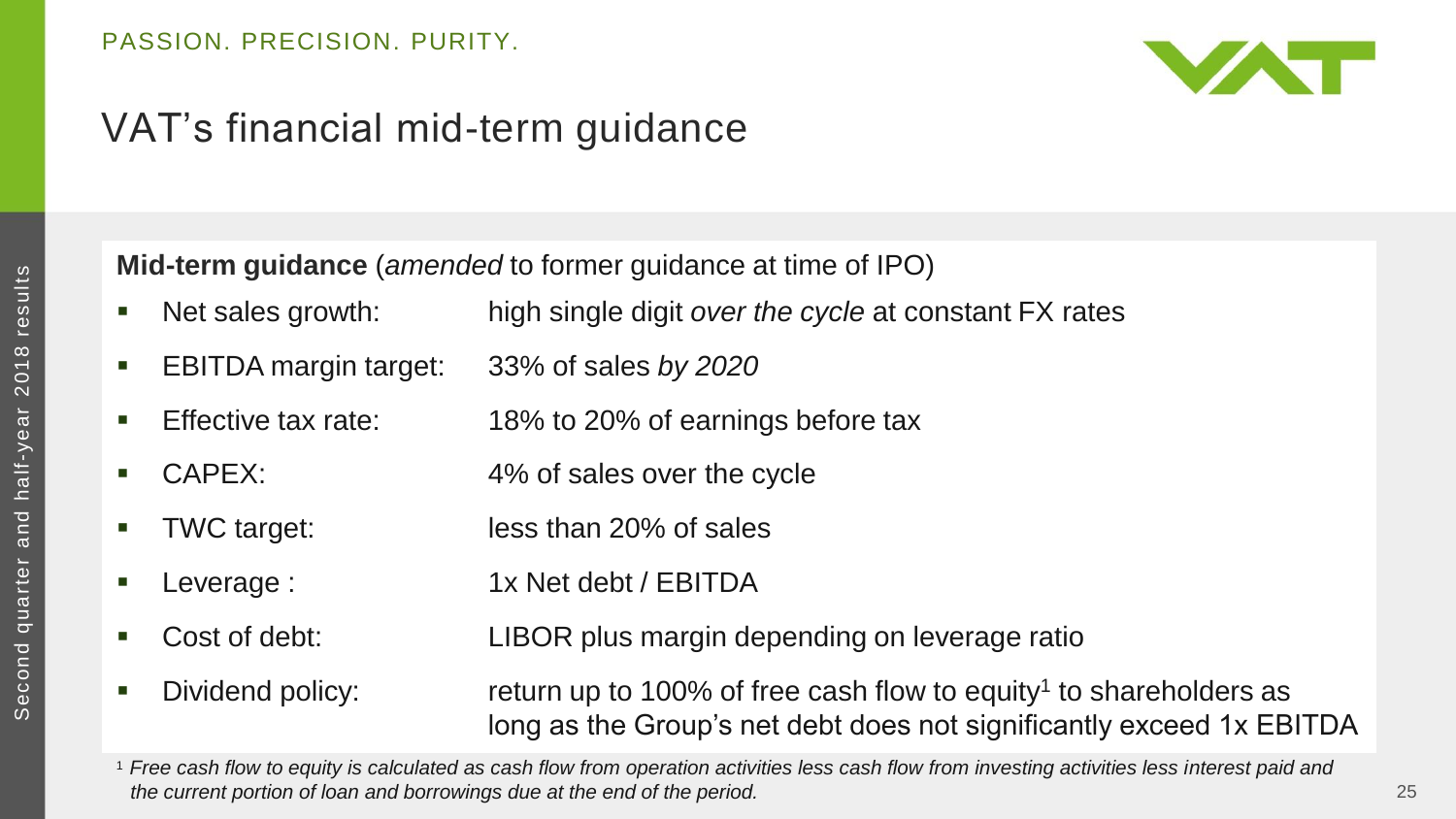# VAT's financial mid-term guidance

**Mid-term guidance** (*amended* to former guidance at time of IPO)

- Net sales growth: high single digit *over the cycle* at constant FX rates
- EBITDA margin target: 33% of sales *by 2020*
- Effective tax rate: 18% to 20% of earnings before tax
- CAPEX: 4% of sales over the cycle
- TWC target: less than 20% of sales
- Leverage : 1x Net debt / EBITDA
- Cost of debt: LIBOR plus margin depending on leverage ratio
- Dividend policy: return up to 100% of free cash flow to equity[1] to shareholders as long as the Group's net debt does not significantly exceed 1x EBITDA

[1] *Free cash flow to equity is calculated as cash flow from operation activities less cash flow from investing activities less interest paid and the current portion of loan and borrowings due at the end of the period.*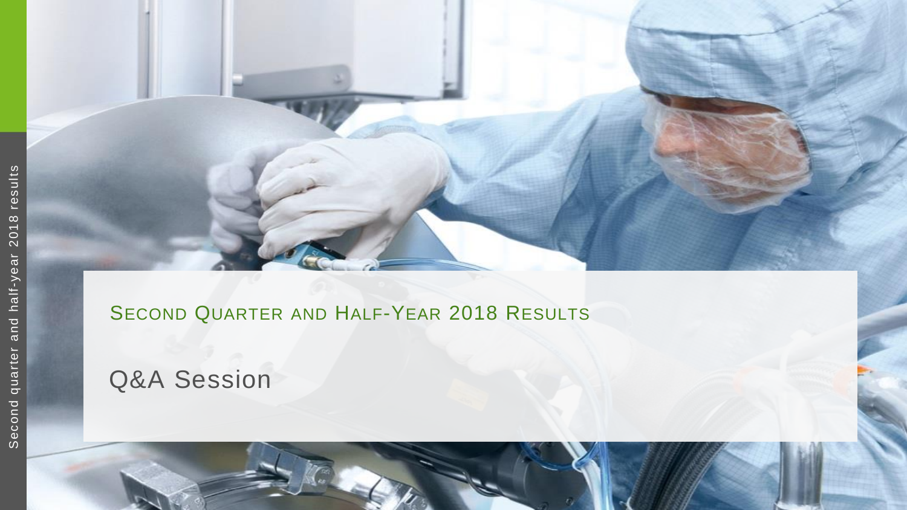## Second Quarter and Half-Year 2018 Results

# Q&A Session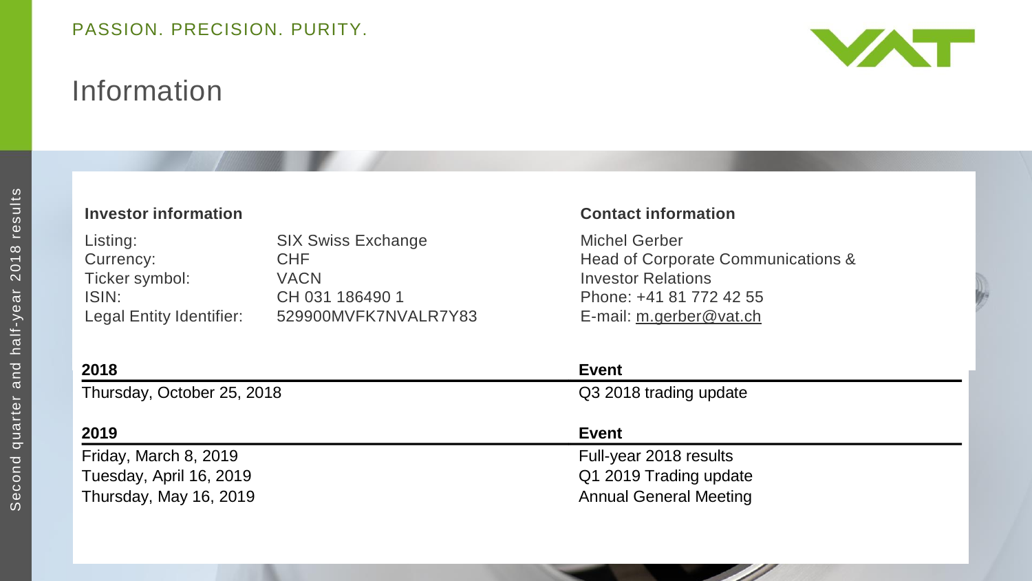PASSION. PRECISION. PURITY.

# Information

## Investor information

| | |
|---|---|
| Listing: | SIX Swiss Exchange |
| Currency: | CHF |
| Ticker symbol: | VACN |
| ISIN: | CH 031 186490 1 |
| Legal Entity Identifier: | 529900MVFK7NVALR7Y83 |

## Contact information

Michel Gerber
Head of Corporate Communications & Investor Relations
Phone: +41 81 772 42 55
E-mail: m.gerber@vat.ch

| 2018 | Event |
|---|---|
| Thursday, October 25, 2018 | Q3 2018 trading update |

| 2019 | Event |
|---|---|
| Friday, March 8, 2019 | Full-year 2018 results |
| Tuesday, April 16, 2019 | Q1 2019 Trading update |
| Thursday, May 16, 2019 | Annual General Meeting |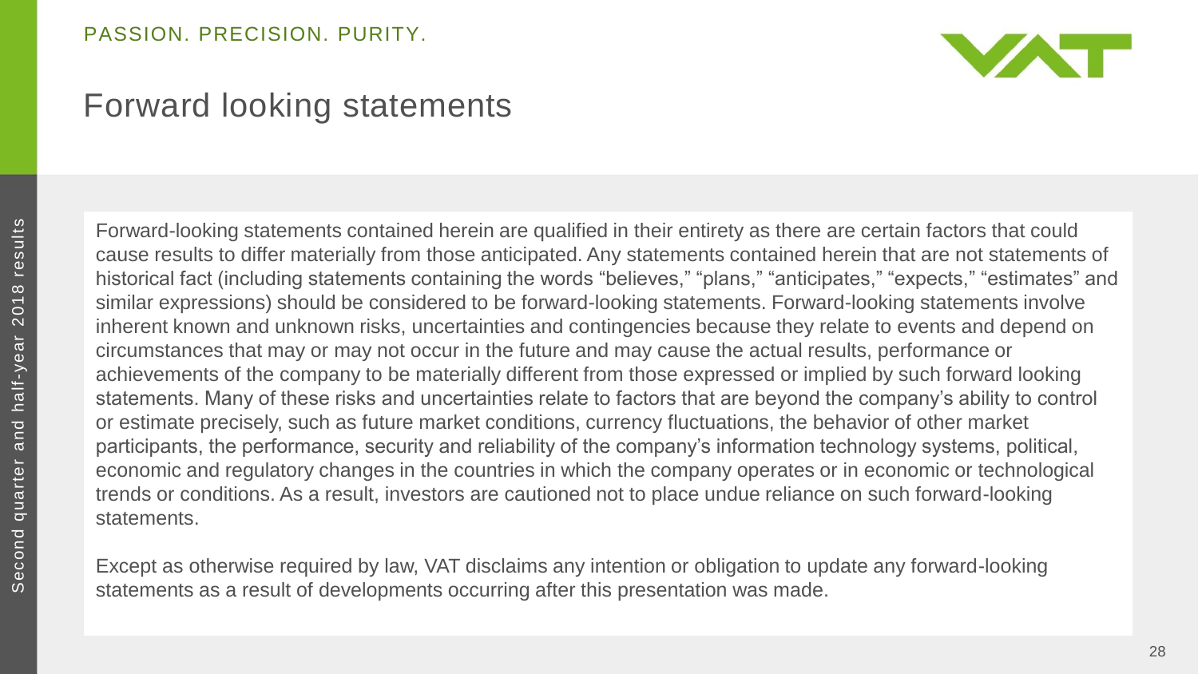# Forward looking statements

Forward-looking statements contained herein are qualified in their entirety as there are certain factors that could cause results to differ materially from those anticipated. Any statements contained herein that are not statements of historical fact (including statements containing the words “believes,” “plans,” “anticipates,” “expects,” “estimates” and similar expressions) should be considered to be forward-looking statements. Forward-looking statements involve inherent known and unknown risks, uncertainties and contingencies because they relate to events and depend on circumstances that may or may not occur in the future and may cause the actual results, performance or achievements of the company to be materially different from those expressed or implied by such forward looking statements. Many of these risks and uncertainties relate to factors that are beyond the company’s ability to control or estimate precisely, such as future market conditions, currency fluctuations, the behavior of other market participants, the performance, security and reliability of the company’s information technology systems, political, economic and regulatory changes in the countries in which the company operates or in economic or technological trends or conditions. As a result, investors are cautioned not to place undue reliance on such forward-looking statements.

Except as otherwise required by law, VAT disclaims any intention or obligation to update any forward-looking statements as a result of developments occurring after this presentation was made.